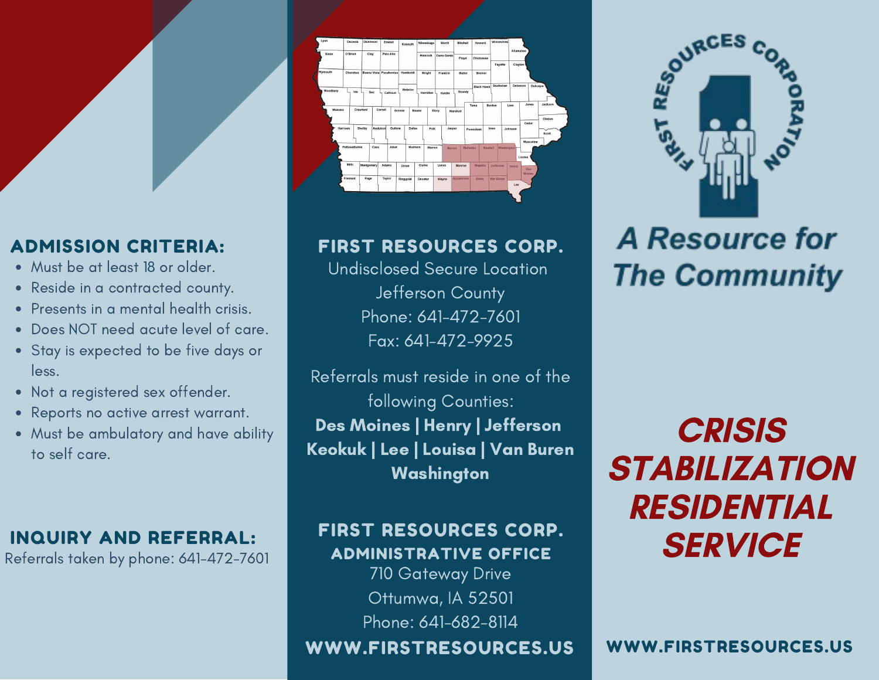## ADMISSION CRITERIA:

- Must be at least 18 or older.
- Reside in a contracted county.
- Presents in a mental health crisis.
- Does NOT need acute level of care.
- Stay is expected to be five days or less.
- Not a registered sex offender.
- Reports no active arrest warrant.
- Must be ambulatory and have ability to self care.

## INQUIRY AND REFERRAL:

Referrals taken by phone: 641-472-7601

## FIRST RESOURCES CORP.

Undisclosed Secure Location
Jefferson County
Phone: 641-472-7601
Fax: 641-472-9925

Referrals must reside in one of the following Counties:

**Des Moines | Henry | Jefferson Keokuk | Lee | Louisa | Van Buren Washington**

## FIRST RESOURCES CORP.

### ADMINISTRATIVE OFFICE

710 Gateway Drive
Ottumwa, IA 52501
Phone: 641-682-8114

**WWW.FIRSTRESOURCES.US**

FIRST RESOURCES CORPORATION

*A Resource for The Community*

# *CRISIS STABILIZATION RESIDENTIAL SERVICE*

**WWW.FIRSTRESOURCES.US**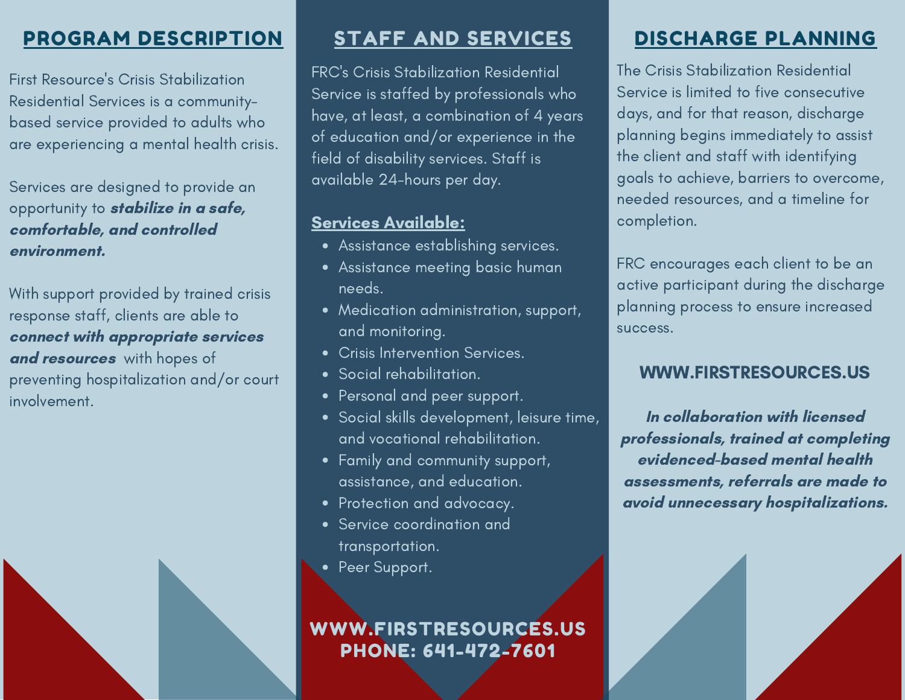## PROGRAM DESCRIPTION

First Resource's Crisis Stabilization Residential Services is a community-based service provided to adults who are experiencing a mental health crisis.

Services are designed to provide an opportunity to ***stabilize in a safe, comfortable, and controlled environment.***

With support provided by trained crisis response staff, clients are able to ***connect with appropriate services and resources*** with hopes of preventing hospitalization and/or court involvement.

## STAFF AND SERVICES

FRC's Crisis Stabilization Residential Service is staffed by professionals who have, at least, a combination of 4 years of education and/or experience in the field of disability services. Staff is available 24-hours per day.

**Services Available:**

- Assistance establishing services.
- Assistance meeting basic human needs.
- Medication administration, support, and monitoring.
- Crisis Intervention Services.
- Social rehabilitation.
- Personal and peer support.
- Social skills development, leisure time, and vocational rehabilitation.
- Family and community support, assistance, and education.
- Protection and advocacy.
- Service coordination and transportation.
- Peer Support.

**WWW.FIRSTRESOURCES.US**
**PHONE: 641-472-7601**

## DISCHARGE PLANNING

The Crisis Stabilization Residential Service is limited to five consecutive days, and for that reason, discharge planning begins immediately to assist the client and staff with identifying goals to achieve, barriers to overcome, needed resources, and a timeline for completion.

FRC encourages each client to be an active participant during the discharge planning process to ensure increased success.

**WWW.FIRSTRESOURCES.US**

***In collaboration with licensed professionals, trained at completing evidenced-based mental health assessments, referrals are made to avoid unnecessary hospitalizations.***